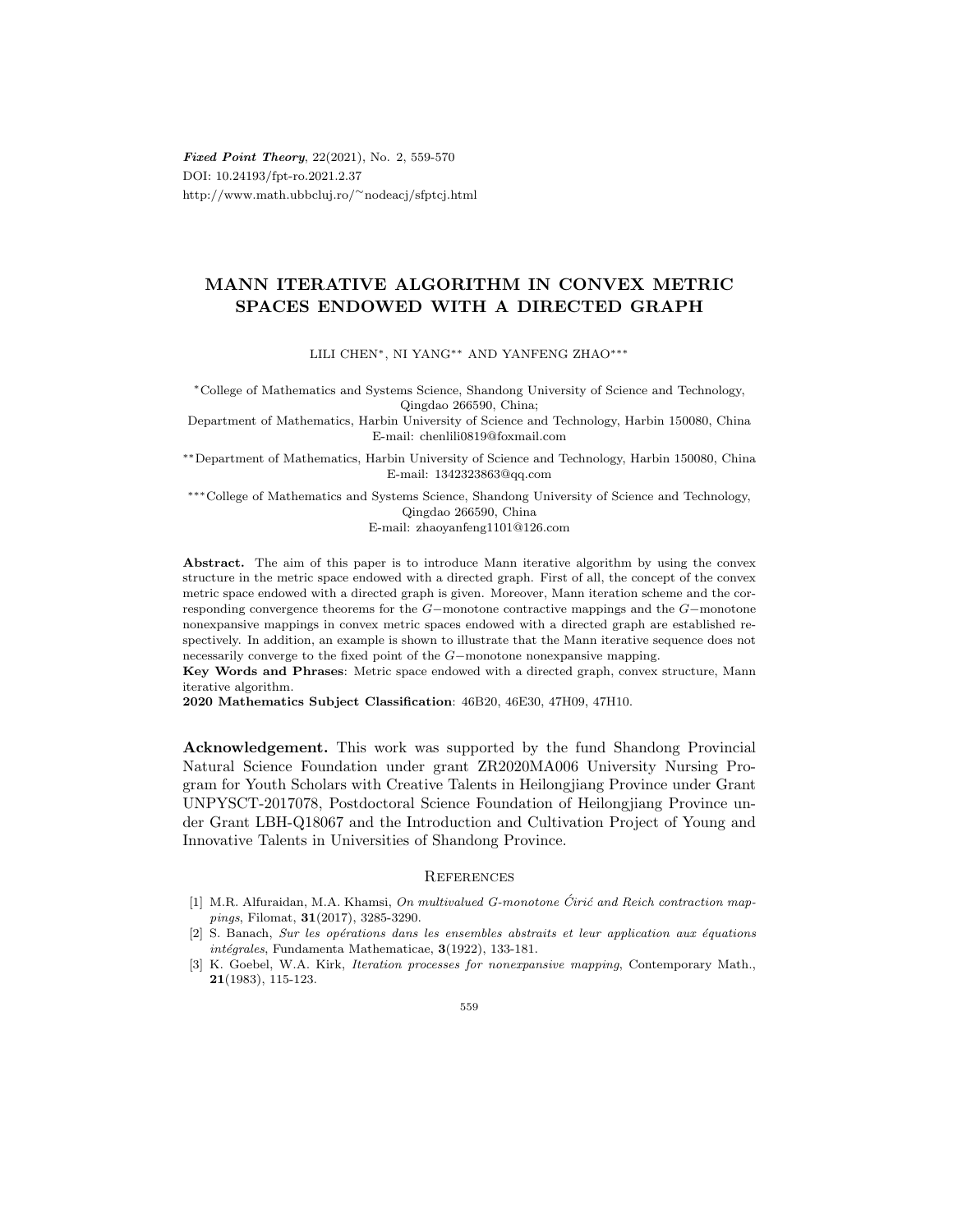*Fixed Point Theory*, 22(2021), No. 2, 559-570
DOI: 10.24193/fpt-ro.2021.2.37
http://www.math.ubbcluj.ro/~nodeacj/sfptcj.html

# MANN ITERATIVE ALGORITHM IN CONVEX METRIC SPACES ENDOWED WITH A DIRECTED GRAPH

LILI CHEN[*], NI YANG[**] AND YANFENG ZHAO[***]

[*]College of Mathematics and Systems Science, Shandong University of Science and Technology, Qingdao 266590, China;
Department of Mathematics, Harbin University of Science and Technology, Harbin 150080, China
E-mail: chenlili0819@foxmail.com

[**]Department of Mathematics, Harbin University of Science and Technology, Harbin 150080, China
E-mail: 1342323863@qq.com

[***]College of Mathematics and Systems Science, Shandong University of Science and Technology, Qingdao 266590, China
E-mail: zhaoyanfeng1101@126.com

**Abstract.** The aim of this paper is to introduce Mann iterative algorithm by using the convex structure in the metric space endowed with a directed graph. First of all, the concept of the convex metric space endowed with a directed graph is given. Moreover, Mann iteration scheme and the corresponding convergence theorems for the $G-$monotone contractive mappings and the $G-$monotone nonexpansive mappings in convex metric spaces endowed with a directed graph are established respectively. In addition, an example is shown to illustrate that the Mann iterative sequence does not necessarily converge to the fixed point of the $G-$monotone nonexpansive mapping.

**Key Words and Phrases**: Metric space endowed with a directed graph, convex structure, Mann iterative algorithm.

**2020 Mathematics Subject Classification**: 46B20, 46E30, 47H09, 47H10.

**Acknowledgement.** This work was supported by the fund Shandong Provincial Natural Science Foundation under grant ZR2020MA006 University Nursing Program for Youth Scholars with Creative Talents in Heilongjiang Province under Grant UNPYSCT-2017078, Postdoctoral Science Foundation of Heilongjiang Province under Grant LBH-Q18067 and the Introduction and Cultivation Project of Young and Innovative Talents in Universities of Shandong Province.

## References

[1] M.R. Alfuraidan, M.A. Khamsi, *On multivalued G-monotone Ćirić and Reich contraction mappings*, Filomat, **31**(2017), 3285-3290.

[2] S. Banach, *Sur les opérations dans les ensembles abstraits et leur application aux équations intégrales*, Fundamenta Mathematicae, **3**(1922), 133-181.

[3] K. Goebel, W.A. Kirk, *Iteration processes for nonexpansive mapping*, Contemporary Math., **21**(1983), 115-123.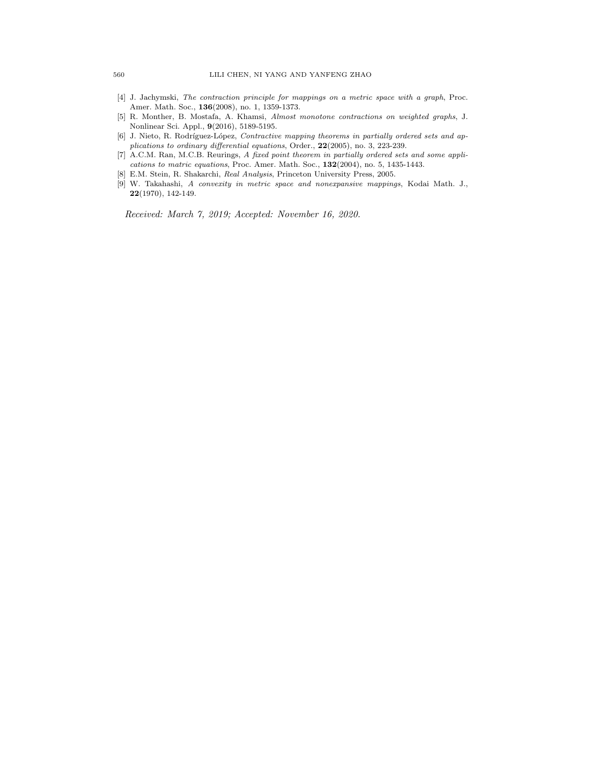[4] J. Jachymski, *The contraction principle for mappings on a metric space with a graph*, Proc. Amer. Math. Soc., **136**(2008), no. 1, 1359-1373.

[5] R. Monther, B. Mostafa, A. Khamsi, *Almost monotone contractions on weighted graphs*, J. Nonlinear Sci. Appl., **9**(2016), 5189-5195.

[6] J. Nieto, R. Rodríguez-López, *Contractive mapping theorems in partially ordered sets and applications to ordinary differential equations*, Order., **22**(2005), no. 3, 223-239.

[7] A.C.M. Ran, M.C.B. Reurings, *A fixed point theorem in partially ordered sets and some applications to matric equations*, Proc. Amer. Math. Soc., **132**(2004), no. 5, 1435-1443.

[8] E.M. Stein, R. Shakarchi, *Real Analysis*, Princeton University Press, 2005.

[9] W. Takahashi, *A convexity in metric space and nonexpansive mappings*, Kodai Math. J., **22**(1970), 142-149.

*Received: March 7, 2019; Accepted: November 16, 2020.*